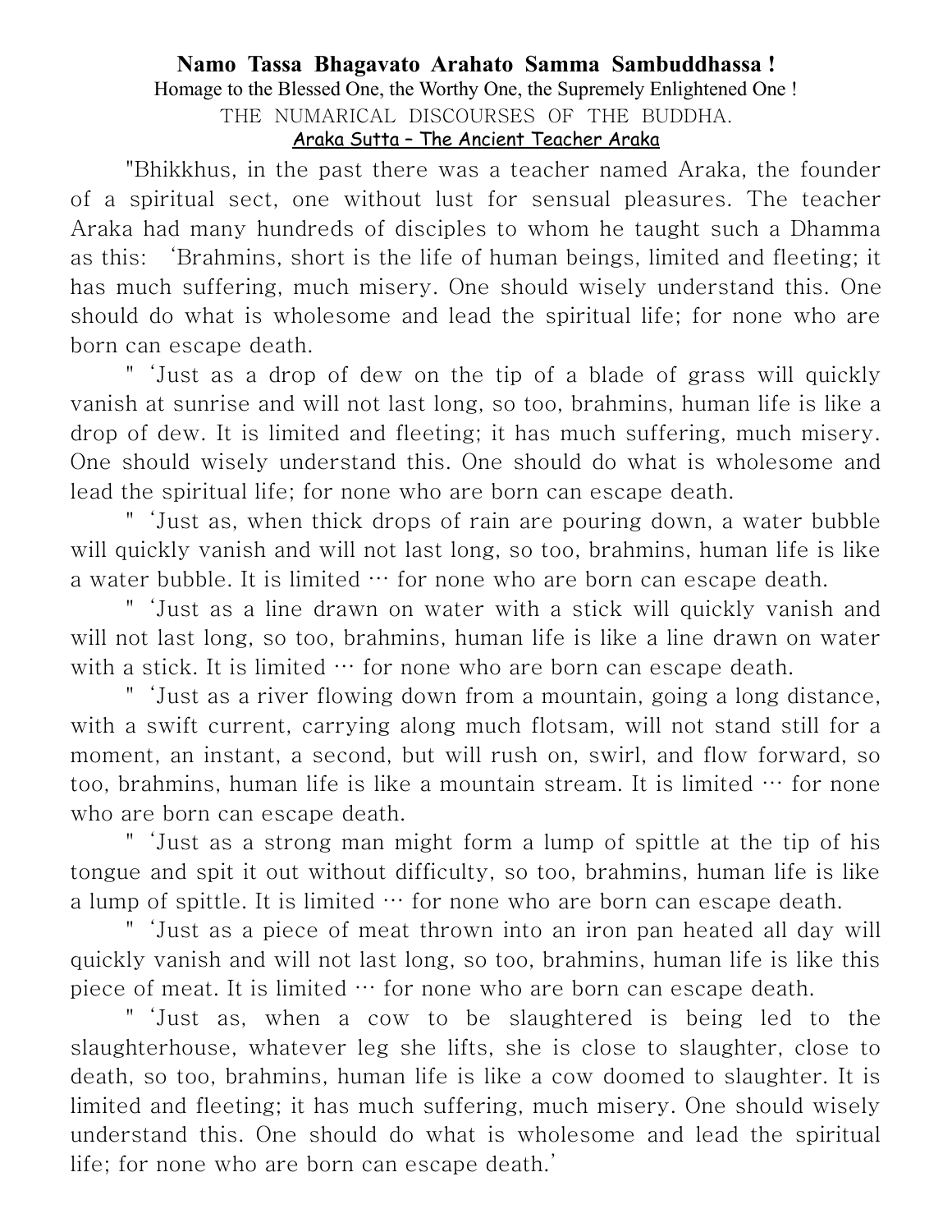**Namo Tassa Bhagavato Arahato Samma Sambuddhassa !**

Homage to the Blessed One, the Worthy One, the Supremely Enlightened One !

THE NUMARICAL DISCOURSES OF THE BUDDHA.

## Araka Sutta – The Ancient Teacher Araka

"Bhikkhus, in the past there was a teacher named Araka, the founder of a spiritual sect, one without lust for sensual pleasures. The teacher Araka had many hundreds of disciples to whom he taught such a Dhamma as this: 'Brahmins, short is the life of human beings, limited and fleeting; it has much suffering, much misery. One should wisely understand this. One should do what is wholesome and lead the spiritual life; for none who are born can escape death.

" 'Just as a drop of dew on the tip of a blade of grass will quickly vanish at sunrise and will not last long, so too, brahmins, human life is like a drop of dew. It is limited and fleeting; it has much suffering, much misery. One should wisely understand this. One should do what is wholesome and lead the spiritual life; for none who are born can escape death.

" 'Just as, when thick drops of rain are pouring down, a water bubble will quickly vanish and will not last long, so too, brahmins, human life is like a water bubble. It is limited … for none who are born can escape death.

" 'Just as a line drawn on water with a stick will quickly vanish and will not last long, so too, brahmins, human life is like a line drawn on water with a stick. It is limited … for none who are born can escape death.

" 'Just as a river flowing down from a mountain, going a long distance, with a swift current, carrying along much flotsam, will not stand still for a moment, an instant, a second, but will rush on, swirl, and flow forward, so too, brahmins, human life is like a mountain stream. It is limited … for none who are born can escape death.

" 'Just as a strong man might form a lump of spittle at the tip of his tongue and spit it out without difficulty, so too, brahmins, human life is like a lump of spittle. It is limited … for none who are born can escape death.

" 'Just as a piece of meat thrown into an iron pan heated all day will quickly vanish and will not last long, so too, brahmins, human life is like this piece of meat. It is limited … for none who are born can escape death.

" 'Just as, when a cow to be slaughtered is being led to the slaughterhouse, whatever leg she lifts, she is close to slaughter, close to death, so too, brahmins, human life is like a cow doomed to slaughter. It is limited and fleeting; it has much suffering, much misery. One should wisely understand this. One should do what is wholesome and lead the spiritual life; for none who are born can escape death.'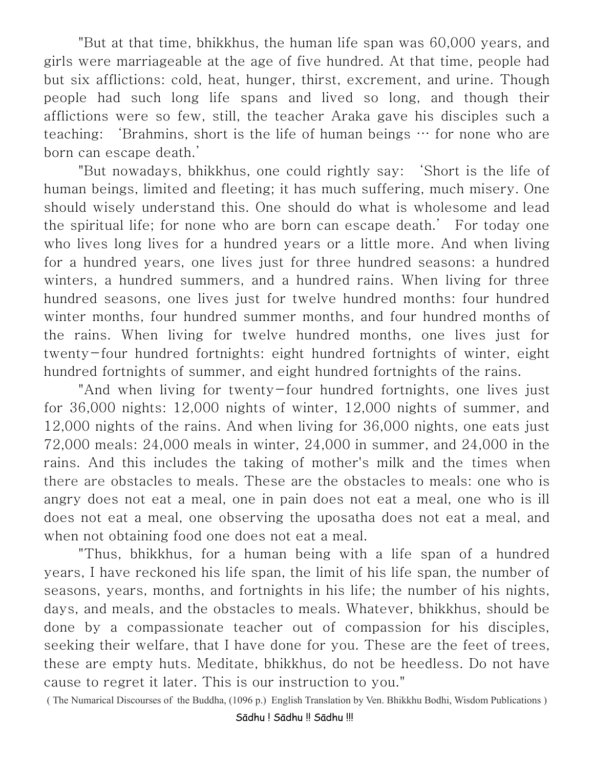"But at that time, bhikkhus, the human life span was 60,000 years, and girls were marriageable at the age of five hundred. At that time, people had but six afflictions: cold, heat, hunger, thirst, excrement, and urine. Though people had such long life spans and lived so long, and though their afflictions were so few, still, the teacher Araka gave his disciples such a teaching: 'Brahmins, short is the life of human beings … for none who are born can escape death.'

"But nowadays, bhikkhus, one could rightly say: 'Short is the life of human beings, limited and fleeting; it has much suffering, much misery. One should wisely understand this. One should do what is wholesome and lead the spiritual life; for none who are born can escape death.' For today one who lives long lives for a hundred years or a little more. And when living for a hundred years, one lives just for three hundred seasons: a hundred winters, a hundred summers, and a hundred rains. When living for three hundred seasons, one lives just for twelve hundred months: four hundred winter months, four hundred summer months, and four hundred months of the rains. When living for twelve hundred months, one lives just for twenty-four hundred fortnights: eight hundred fortnights of winter, eight hundred fortnights of summer, and eight hundred fortnights of the rains.

"And when living for twenty-four hundred fortnights, one lives just for 36,000 nights: 12,000 nights of winter, 12,000 nights of summer, and 12,000 nights of the rains. And when living for 36,000 nights, one eats just 72,000 meals: 24,000 meals in winter, 24,000 in summer, and 24,000 in the rains. And this includes the taking of mother's milk and the times when there are obstacles to meals. These are the obstacles to meals: one who is angry does not eat a meal, one in pain does not eat a meal, one who is ill does not eat a meal, one observing the uposatha does not eat a meal, and when not obtaining food one does not eat a meal.

"Thus, bhikkhus, for a human being with a life span of a hundred years, I have reckoned his life span, the limit of his life span, the number of seasons, years, months, and fortnights in his life; the number of his nights, days, and meals, and the obstacles to meals. Whatever, bhikkhus, should be done by a compassionate teacher out of compassion for his disciples, seeking their welfare, that I have done for you. These are the feet of trees, these are empty huts. Meditate, bhikkhus, do not be heedless. Do not have cause to regret it later. This is our instruction to you."

( The Numarical Discourses of the Buddha, (1096 p.) English Translation by Ven. Bhikkhu Bodhi, Wisdom Publications )

Sādhu ! Sādhu !! Sādhu !!!